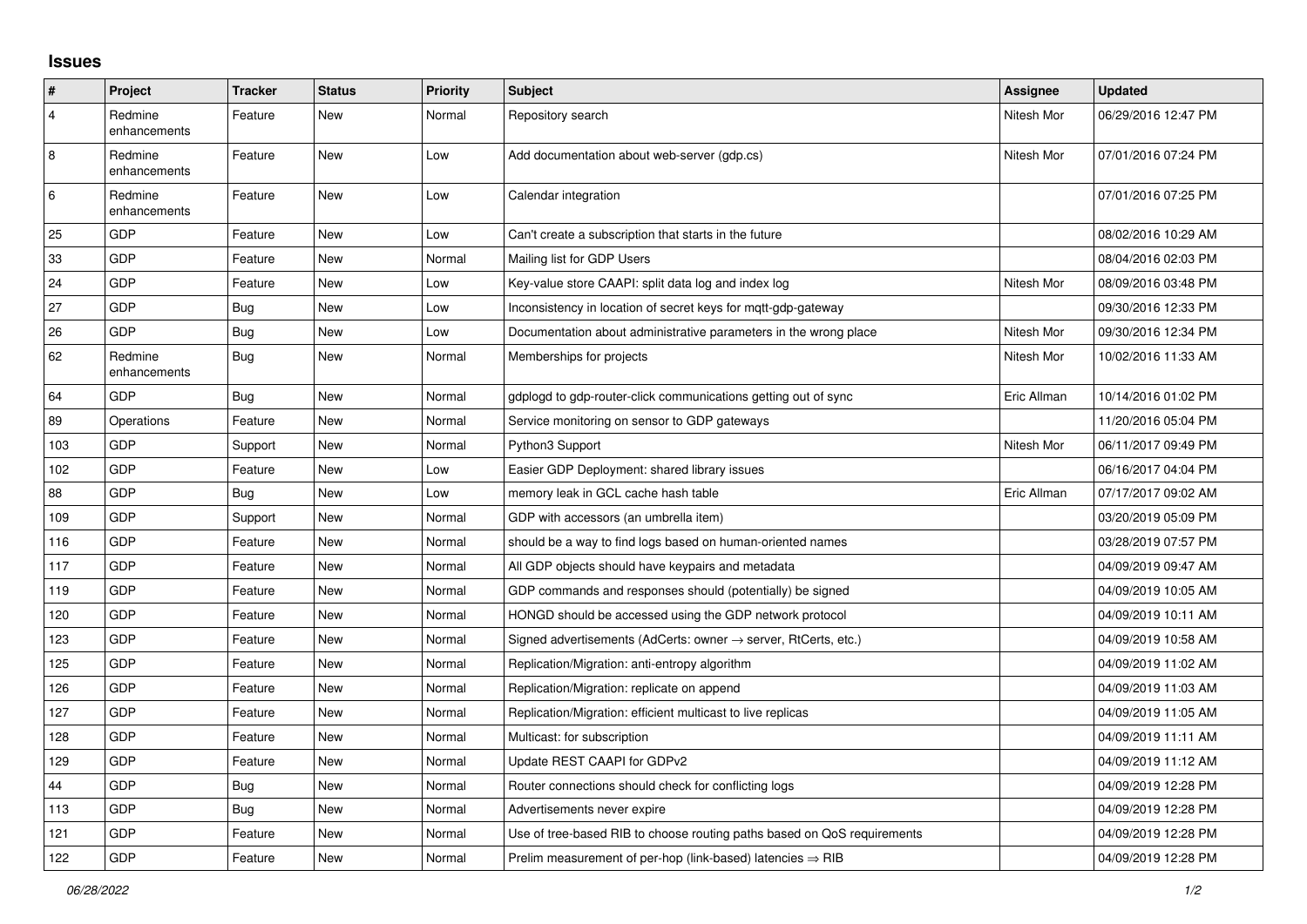## Issues

| # | Project | Tracker | Status | Priority | Subject | Assignee | Updated |
|---|---|---|---|---|---|---|---|
| 4 | Redmine enhancements | Feature | New | Normal | Repository search | Nitesh Mor | 06/29/2016 12:47 PM |
| 8 | Redmine enhancements | Feature | New | Low | Add documentation about web-server (gdp.cs) | Nitesh Mor | 07/01/2016 07:24 PM |
| 6 | Redmine enhancements | Feature | New | Low | Calendar integration | | 07/01/2016 07:25 PM |
| 25 | GDP | Feature | New | Low | Can't create a subscription that starts in the future | | 08/02/2016 10:29 AM |
| 33 | GDP | Feature | New | Normal | Mailing list for GDP Users | | 08/04/2016 02:03 PM |
| 24 | GDP | Feature | New | Low | Key-value store CAAPI: split data log and index log | Nitesh Mor | 08/09/2016 03:48 PM |
| 27 | GDP | Bug | New | Low | Inconsistency in location of secret keys for mqtt-gdp-gateway | | 09/30/2016 12:33 PM |
| 26 | GDP | Bug | New | Low | Documentation about administrative parameters in the wrong place | Nitesh Mor | 09/30/2016 12:34 PM |
| 62 | Redmine enhancements | Bug | New | Normal | Memberships for projects | Nitesh Mor | 10/02/2016 11:33 AM |
| 64 | GDP | Bug | New | Normal | gdplogd to gdp-router-click communications getting out of sync | Eric Allman | 10/14/2016 01:02 PM |
| 89 | Operations | Feature | New | Normal | Service monitoring on sensor to GDP gateways | | 11/20/2016 05:04 PM |
| 103 | GDP | Support | New | Normal | Python3 Support | Nitesh Mor | 06/11/2017 09:49 PM |
| 102 | GDP | Feature | New | Low | Easier GDP Deployment: shared library issues | | 06/16/2017 04:04 PM |
| 88 | GDP | Bug | New | Low | memory leak in GCL cache hash table | Eric Allman | 07/17/2017 09:02 AM |
| 109 | GDP | Support | New | Normal | GDP with accessors (an umbrella item) | | 03/20/2019 05:09 PM |
| 116 | GDP | Feature | New | Normal | should be a way to find logs based on human-oriented names | | 03/28/2019 07:57 PM |
| 117 | GDP | Feature | New | Normal | All GDP objects should have keypairs and metadata | | 04/09/2019 09:47 AM |
| 119 | GDP | Feature | New | Normal | GDP commands and responses should (potentially) be signed | | 04/09/2019 10:05 AM |
| 120 | GDP | Feature | New | Normal | HONGD should be accessed using the GDP network protocol | | 04/09/2019 10:11 AM |
| 123 | GDP | Feature | New | Normal | Signed advertisements (AdCerts: owner → server, RtCerts, etc.) | | 04/09/2019 10:58 AM |
| 125 | GDP | Feature | New | Normal | Replication/Migration: anti-entropy algorithm | | 04/09/2019 11:02 AM |
| 126 | GDP | Feature | New | Normal | Replication/Migration: replicate on append | | 04/09/2019 11:03 AM |
| 127 | GDP | Feature | New | Normal | Replication/Migration: efficient multicast to live replicas | | 04/09/2019 11:05 AM |
| 128 | GDP | Feature | New | Normal | Multicast: for subscription | | 04/09/2019 11:11 AM |
| 129 | GDP | Feature | New | Normal | Update REST CAAPI for GDPv2 | | 04/09/2019 11:12 AM |
| 44 | GDP | Bug | New | Normal | Router connections should check for conflicting logs | | 04/09/2019 12:28 PM |
| 113 | GDP | Bug | New | Normal | Advertisements never expire | | 04/09/2019 12:28 PM |
| 121 | GDP | Feature | New | Normal | Use of tree-based RIB to choose routing paths based on QoS requirements | | 04/09/2019 12:28 PM |
| 122 | GDP | Feature | New | Normal | Prelim measurement of per-hop (link-based) latencies ⇒ RIB | | 04/09/2019 12:28 PM |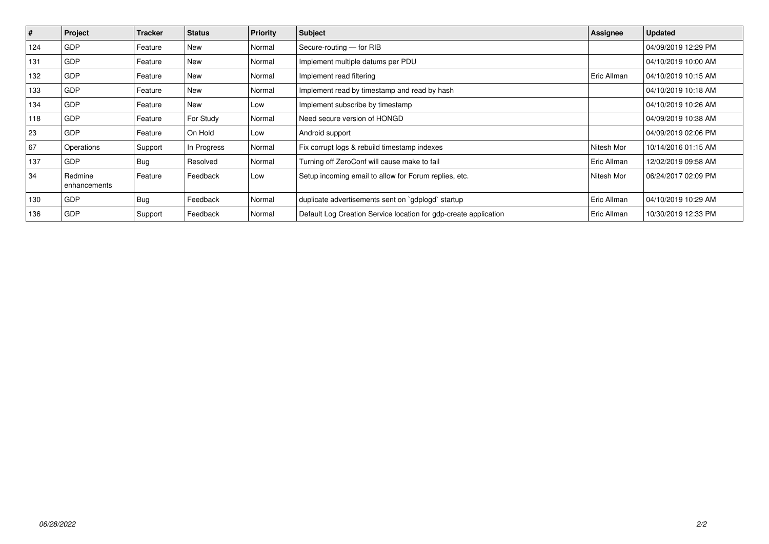| # | Project | Tracker | Status | Priority | Subject | Assignee | Updated |
|---|---|---|---|---|---|---|---|
| 124 | GDP | Feature | New | Normal | Secure-routing — for RIB | | 04/09/2019 12:29 PM |
| 131 | GDP | Feature | New | Normal | Implement multiple datums per PDU | | 04/10/2019 10:00 AM |
| 132 | GDP | Feature | New | Normal | Implement read filtering | Eric Allman | 04/10/2019 10:15 AM |
| 133 | GDP | Feature | New | Normal | Implement read by timestamp and read by hash | | 04/10/2019 10:18 AM |
| 134 | GDP | Feature | New | Low | Implement subscribe by timestamp | | 04/10/2019 10:26 AM |
| 118 | GDP | Feature | For Study | Normal | Need secure version of HONGD | | 04/09/2019 10:38 AM |
| 23 | GDP | Feature | On Hold | Low | Android support | | 04/09/2019 02:06 PM |
| 67 | Operations | Support | In Progress | Normal | Fix corrupt logs & rebuild timestamp indexes | Nitesh Mor | 10/14/2016 01:15 AM |
| 137 | GDP | Bug | Resolved | Normal | Turning off ZeroConf will cause make to fail | Eric Allman | 12/02/2019 09:58 AM |
| 34 | Redmine enhancements | Feature | Feedback | Low | Setup incoming email to allow for Forum replies, etc. | Nitesh Mor | 06/24/2017 02:09 PM |
| 130 | GDP | Bug | Feedback | Normal | duplicate advertisements sent on `gdplogd` startup | Eric Allman | 04/10/2019 10:29 AM |
| 136 | GDP | Support | Feedback | Normal | Default Log Creation Service location for gdp-create application | Eric Allman | 10/30/2019 12:33 PM |